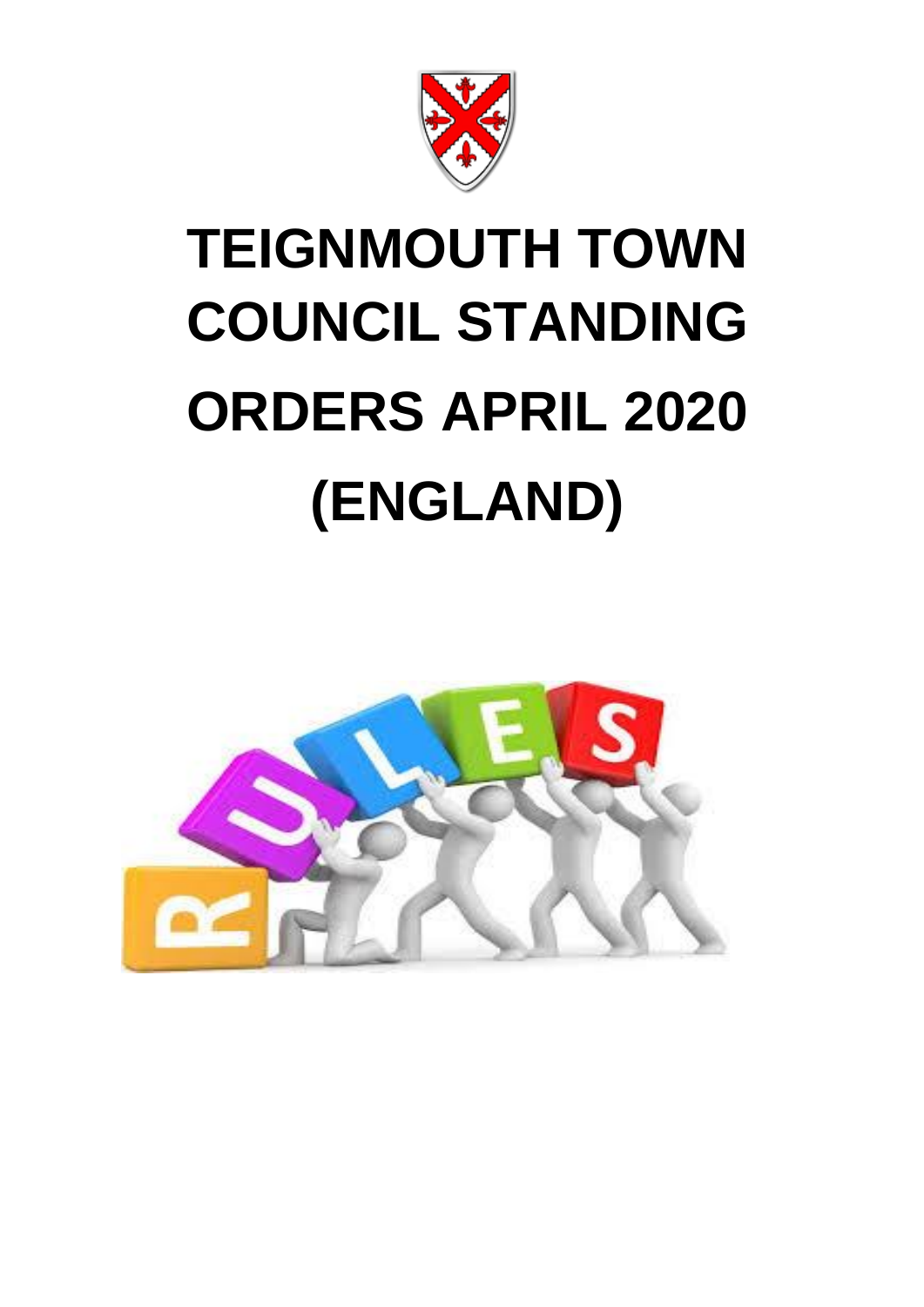# TEIGNMOUTH TOWN COUNCIL STANDING ORDERS APRIL 2020 (ENGLAND)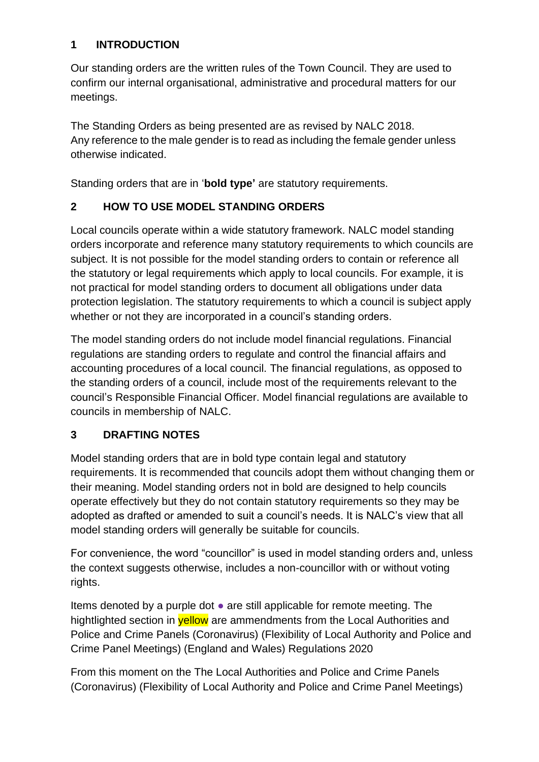## 1 INTRODUCTION

Our standing orders are the written rules of the Town Council. They are used to confirm our internal organisational, administrative and procedural matters for our meetings.

The Standing Orders as being presented are as revised by NALC 2018.
Any reference to the male gender is to read as including the female gender unless otherwise indicated.

Standing orders that are in '**bold type'** are statutory requirements.

## 2 HOW TO USE MODEL STANDING ORDERS

Local councils operate within a wide statutory framework. NALC model standing orders incorporate and reference many statutory requirements to which councils are subject. It is not possible for the model standing orders to contain or reference all the statutory or legal requirements which apply to local councils. For example, it is not practical for model standing orders to document all obligations under data protection legislation. The statutory requirements to which a council is subject apply whether or not they are incorporated in a council's standing orders.

The model standing orders do not include model financial regulations. Financial regulations are standing orders to regulate and control the financial affairs and accounting procedures of a local council. The financial regulations, as opposed to the standing orders of a council, include most of the requirements relevant to the council's Responsible Financial Officer. Model financial regulations are available to councils in membership of NALC.

## 3 DRAFTING NOTES

Model standing orders that are in bold type contain legal and statutory requirements. It is recommended that councils adopt them without changing them or their meaning. Model standing orders not in bold are designed to help councils operate effectively but they do not contain statutory requirements so they may be adopted as drafted or amended to suit a council's needs. It is NALC's view that all model standing orders will generally be suitable for councils.

For convenience, the word "councillor" is used in model standing orders and, unless the context suggests otherwise, includes a non-councillor with or without voting rights.

Items denoted by a purple dot ● are still applicable for remote meeting. The hightlighted section in yellow are ammendments from the Local Authorities and Police and Crime Panels (Coronavirus) (Flexibility of Local Authority and Police and Crime Panel Meetings) (England and Wales) Regulations 2020

From this moment on the The Local Authorities and Police and Crime Panels (Coronavirus) (Flexibility of Local Authority and Police and Crime Panel Meetings)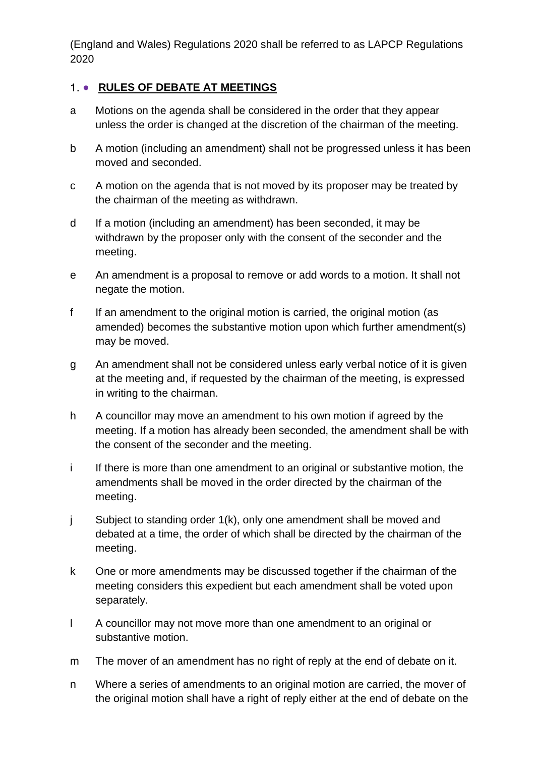(England and Wales) Regulations 2020 shall be referred to as LAPCP Regulations 2020

## 1. RULES OF DEBATE AT MEETINGS

a Motions on the agenda shall be considered in the order that they appear unless the order is changed at the discretion of the chairman of the meeting.

b A motion (including an amendment) shall not be progressed unless it has been moved and seconded.

c A motion on the agenda that is not moved by its proposer may be treated by the chairman of the meeting as withdrawn.

d If a motion (including an amendment) has been seconded, it may be withdrawn by the proposer only with the consent of the seconder and the meeting.

e An amendment is a proposal to remove or add words to a motion. It shall not negate the motion.

f If an amendment to the original motion is carried, the original motion (as amended) becomes the substantive motion upon which further amendment(s) may be moved.

g An amendment shall not be considered unless early verbal notice of it is given at the meeting and, if requested by the chairman of the meeting, is expressed in writing to the chairman.

h A councillor may move an amendment to his own motion if agreed by the meeting. If a motion has already been seconded, the amendment shall be with the consent of the seconder and the meeting.

i If there is more than one amendment to an original or substantive motion, the amendments shall be moved in the order directed by the chairman of the meeting.

j Subject to standing order 1(k), only one amendment shall be moved and debated at a time, the order of which shall be directed by the chairman of the meeting.

k One or more amendments may be discussed together if the chairman of the meeting considers this expedient but each amendment shall be voted upon separately.

l A councillor may not move more than one amendment to an original or substantive motion.

m The mover of an amendment has no right of reply at the end of debate on it.

n Where a series of amendments to an original motion are carried, the mover of the original motion shall have a right of reply either at the end of debate on the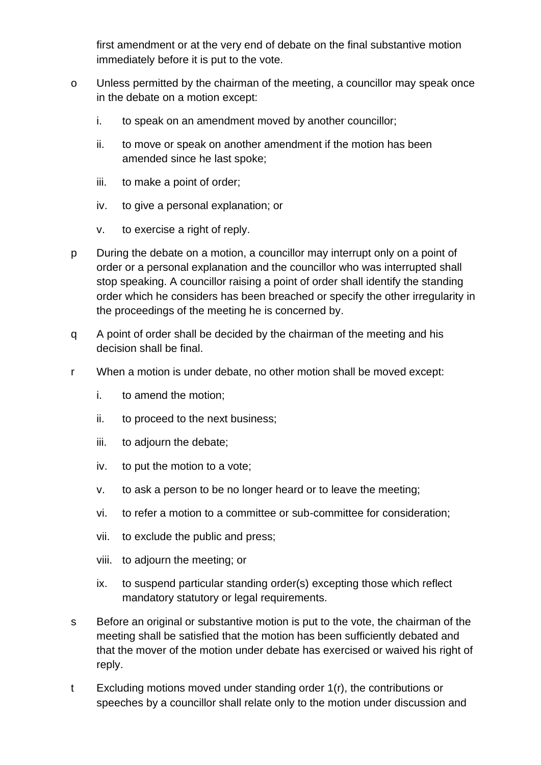first amendment or at the very end of debate on the final substantive motion immediately before it is put to the vote.

o Unless permitted by the chairman of the meeting, a councillor may speak once in the debate on a motion except:

   i. to speak on an amendment moved by another councillor;

   ii. to move or speak on another amendment if the motion has been amended since he last spoke;

   iii. to make a point of order;

   iv. to give a personal explanation; or

   v. to exercise a right of reply.

p During the debate on a motion, a councillor may interrupt only on a point of order or a personal explanation and the councillor who was interrupted shall stop speaking. A councillor raising a point of order shall identify the standing order which he considers has been breached or specify the other irregularity in the proceedings of the meeting he is concerned by.

q A point of order shall be decided by the chairman of the meeting and his decision shall be final.

r When a motion is under debate, no other motion shall be moved except:

   i. to amend the motion;

   ii. to proceed to the next business;

   iii. to adjourn the debate;

   iv. to put the motion to a vote;

   v. to ask a person to be no longer heard or to leave the meeting;

   vi. to refer a motion to a committee or sub-committee for consideration;

   vii. to exclude the public and press;

   viii. to adjourn the meeting; or

   ix. to suspend particular standing order(s) excepting those which reflect mandatory statutory or legal requirements.

s Before an original or substantive motion is put to the vote, the chairman of the meeting shall be satisfied that the motion has been sufficiently debated and that the mover of the motion under debate has exercised or waived his right of reply.

t Excluding motions moved under standing order 1(r), the contributions or speeches by a councillor shall relate only to the motion under discussion and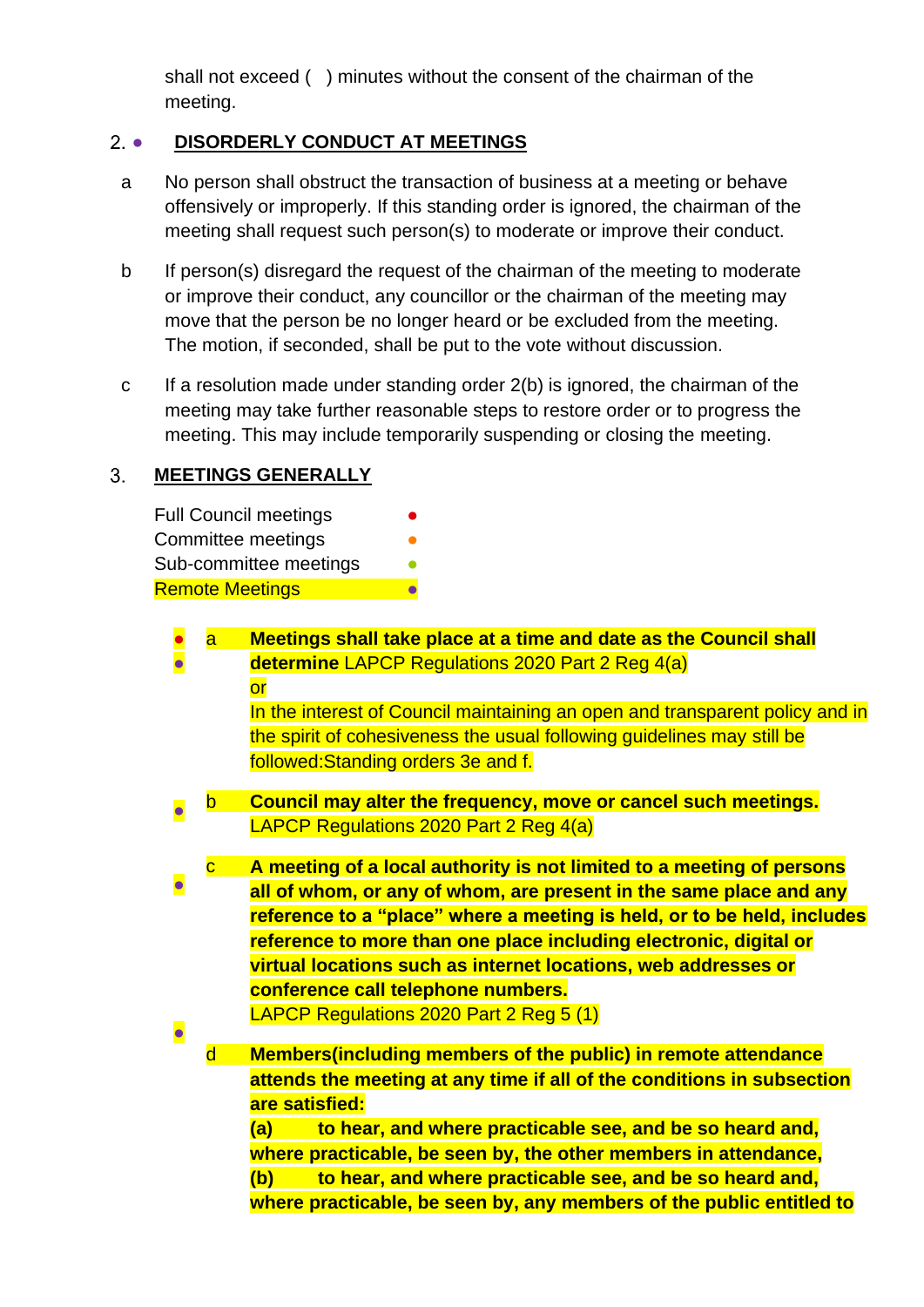shall not exceed (   ) minutes without the consent of the chairman of the meeting.

## 2. ● DISORDERLY CONDUCT AT MEETINGS

a  No person shall obstruct the transaction of business at a meeting or behave offensively or improperly. If this standing order is ignored, the chairman of the meeting shall request such person(s) to moderate or improve their conduct.

b  If person(s) disregard the request of the chairman of the meeting to moderate or improve their conduct, any councillor or the chairman of the meeting may move that the person be no longer heard or be excluded from the meeting. The motion, if seconded, shall be put to the vote without discussion.

c  If a resolution made under standing order 2(b) is ignored, the chairman of the meeting may take further reasonable steps to restore order or to progress the meeting. This may include temporarily suspending or closing the meeting.

## 3. MEETINGS GENERALLY

Full Council meetings ●
Committee meetings ●
Sub-committee meetings ●
Remote Meetings ●

● ● a  **Meetings shall take place at a time and date as the Council shall determine** LAPCP Regulations 2020 Part 2 Reg 4(a)
or
In the interest of Council maintaining an open and transparent policy and in the spirit of cohesiveness the usual following guidelines may still be followed:Standing orders 3e and f.

● b  **Council may alter the frequency, move or cancel such meetings.** LAPCP Regulations 2020 Part 2 Reg 4(a)

● c  **A meeting of a local authority is not limited to a meeting of persons all of whom, or any of whom, are present in the same place and any reference to a "place" where a meeting is held, or to be held, includes reference to more than one place including electronic, digital or virtual locations such as internet locations, web addresses or conference call telephone numbers.**
LAPCP Regulations 2020 Part 2 Reg 5 (1)

● d  **Members(including members of the public) in remote attendance attends the meeting at any time if all of the conditions in subsection are satisfied:**
**(a) to hear, and where practicable see, and be so heard and, where practicable, be seen by, the other members in attendance,**
**(b) to hear, and where practicable see, and be so heard and, where practicable, be seen by, any members of the public entitled to**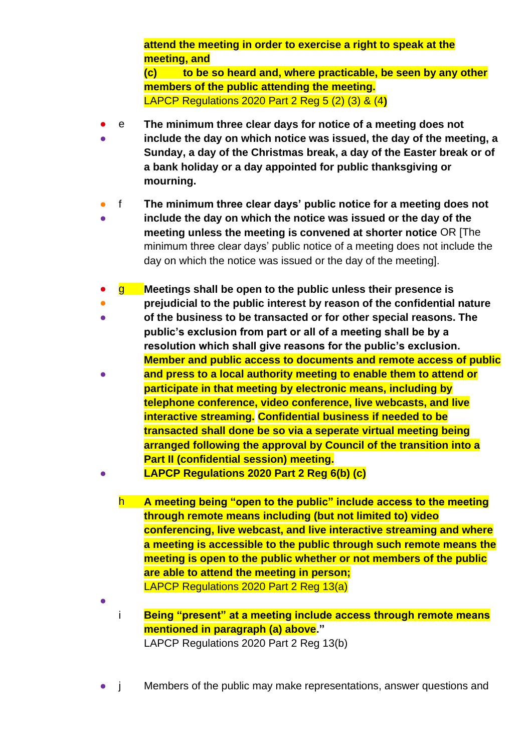**attend the meeting in order to exercise a right to speak at the meeting, and**
**(c) to be so heard and, where practicable, be seen by any other members of the public attending the meeting.**
LAPCP Regulations 2020 Part 2 Reg 5 (2) (3) & (4**)**

e **The minimum three clear days for notice of a meeting does not include the day on which notice was issued, the day of the meeting, a Sunday, a day of the Christmas break, a day of the Easter break or of a bank holiday or a day appointed for public thanksgiving or mourning.**

f **The minimum three clear days' public notice for a meeting does not include the day on which the notice was issued or the day of the meeting unless the meeting is convened at shorter notice** OR [The minimum three clear days' public notice of a meeting does not include the day on which the notice was issued or the day of the meeting].

g **Meetings shall be open to the public unless their presence is prejudicial to the public interest by reason of the confidential nature of the business to be transacted or for other special reasons. The public's exclusion from part or all of a meeting shall be by a resolution which shall give reasons for the public's exclusion. Member and public access to documents and remote access of public and press to a local authority meeting to enable them to attend or participate in that meeting by electronic means, including by telephone conference, video conference, live webcasts, and live interactive streaming. Confidential business if needed to be transacted shall done be so via a seperate virtual meeting being arranged following the approval by Council of the transition into a Part II (confidential session) meeting.**
**LAPCP Regulations 2020 Part 2 Reg 6(b) (c)**

h **A meeting being "open to the public" include access to the meeting through remote means including (but not limited to) video conferencing, live webcast, and live interactive streaming and where a meeting is accessible to the public through such remote means the meeting is open to the public whether or not members of the public are able to attend the meeting in person;**
LAPCP Regulations 2020 Part 2 Reg 13(a)

i **Being "present" at a meeting include access through remote means mentioned in paragraph (a) above."**
LAPCP Regulations 2020 Part 2 Reg 13(b)

j Members of the public may make representations, answer questions and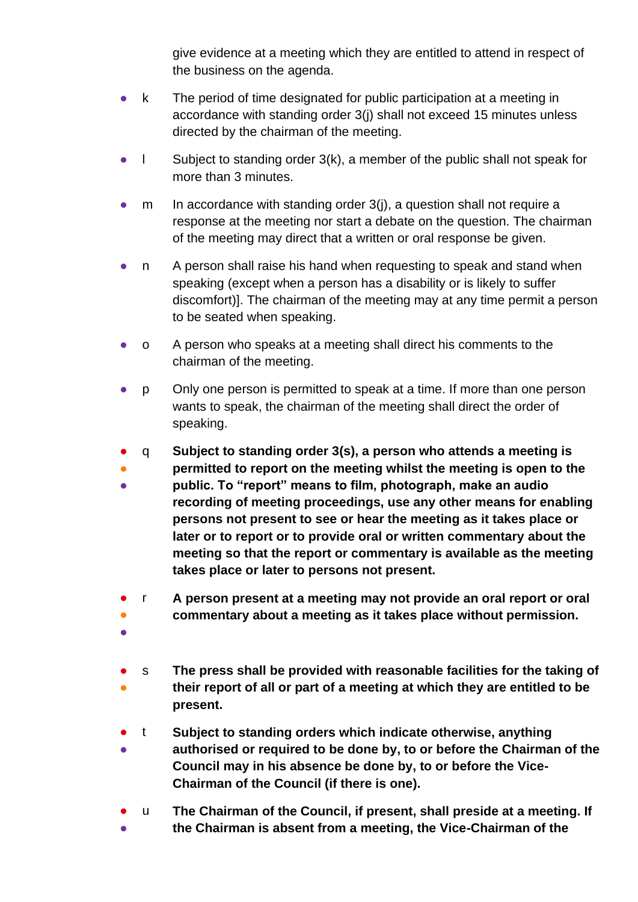give evidence at a meeting which they are entitled to attend in respect of the business on the agenda.

- k The period of time designated for public participation at a meeting in accordance with standing order 3(j) shall not exceed 15 minutes unless directed by the chairman of the meeting.

- l Subject to standing order 3(k), a member of the public shall not speak for more than 3 minutes.

- m In accordance with standing order 3(j), a question shall not require a response at the meeting nor start a debate on the question. The chairman of the meeting may direct that a written or oral response be given.

- n A person shall raise his hand when requesting to speak and stand when speaking (except when a person has a disability or is likely to suffer discomfort)]. The chairman of the meeting may at any time permit a person to be seated when speaking.

- o A person who speaks at a meeting shall direct his comments to the chairman of the meeting.

- p Only one person is permitted to speak at a time. If more than one person wants to speak, the chairman of the meeting shall direct the order of speaking.

- q **Subject to standing order 3(s), a person who attends a meeting is permitted to report on the meeting whilst the meeting is open to the public. To "report" means to film, photograph, make an audio recording of meeting proceedings, use any other means for enabling persons not present to see or hear the meeting as it takes place or later or to report or to provide oral or written commentary about the meeting so that the report or commentary is available as the meeting takes place or later to persons not present.**

- r **A person present at a meeting may not provide an oral report or oral commentary about a meeting as it takes place without permission.**

- s **The press shall be provided with reasonable facilities for the taking of their report of all or part of a meeting at which they are entitled to be present.**

- t **Subject to standing orders which indicate otherwise, anything authorised or required to be done by, to or before the Chairman of the Council may in his absence be done by, to or before the Vice-Chairman of the Council (if there is one).**

- u **The Chairman of the Council, if present, shall preside at a meeting. If the Chairman is absent from a meeting, the Vice-Chairman of the**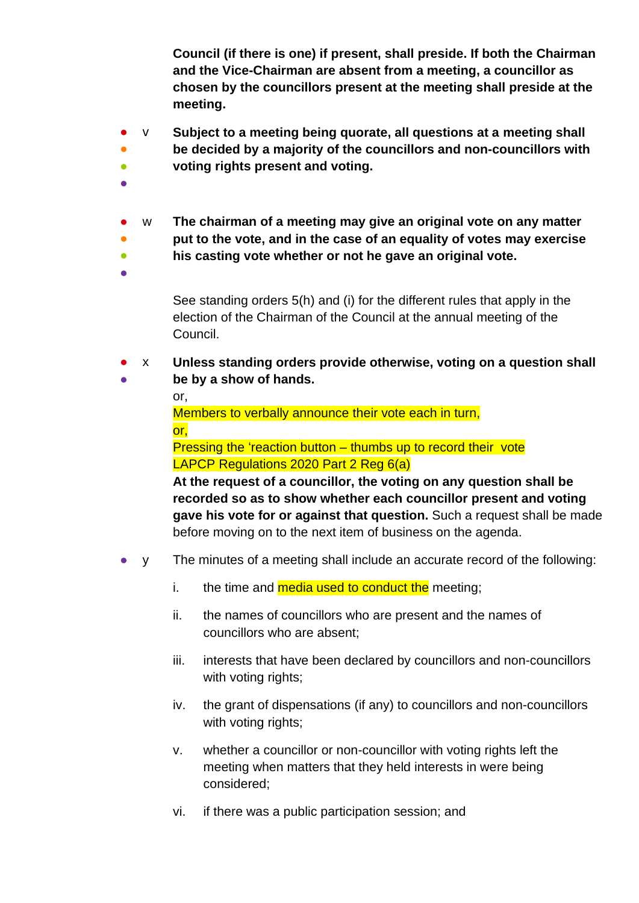**Council (if there is one) if present, shall preside. If both the Chairman and the Vice-Chairman are absent from a meeting, a councillor as chosen by the councillors present at the meeting shall preside at the meeting.**

v **Subject to a meeting being quorate, all questions at a meeting shall be decided by a majority of the councillors and non-councillors with voting rights present and voting.**

w **The chairman of a meeting may give an original vote on any matter put to the vote, and in the case of an equality of votes may exercise his casting vote whether or not he gave an original vote.**

See standing orders 5(h) and (i) for the different rules that apply in the election of the Chairman of the Council at the annual meeting of the Council.

x **Unless standing orders provide otherwise, voting on a question shall be by a show of hands.**
or,
Members to verbally announce their vote each in turn,
or,
Pressing the 'reaction button – thumbs up to record their vote
LAPCP Regulations 2020 Part 2 Reg 6(a)
**At the request of a councillor, the voting on any question shall be recorded so as to show whether each councillor present and voting gave his vote for or against that question.** Such a request shall be made before moving on to the next item of business on the agenda.

y The minutes of a meeting shall include an accurate record of the following:

i. the time and media used to conduct the meeting;

ii. the names of councillors who are present and the names of councillors who are absent;

iii. interests that have been declared by councillors and non-councillors with voting rights;

iv. the grant of dispensations (if any) to councillors and non-councillors with voting rights;

v. whether a councillor or non-councillor with voting rights left the meeting when matters that they held interests in were being considered;

vi. if there was a public participation session; and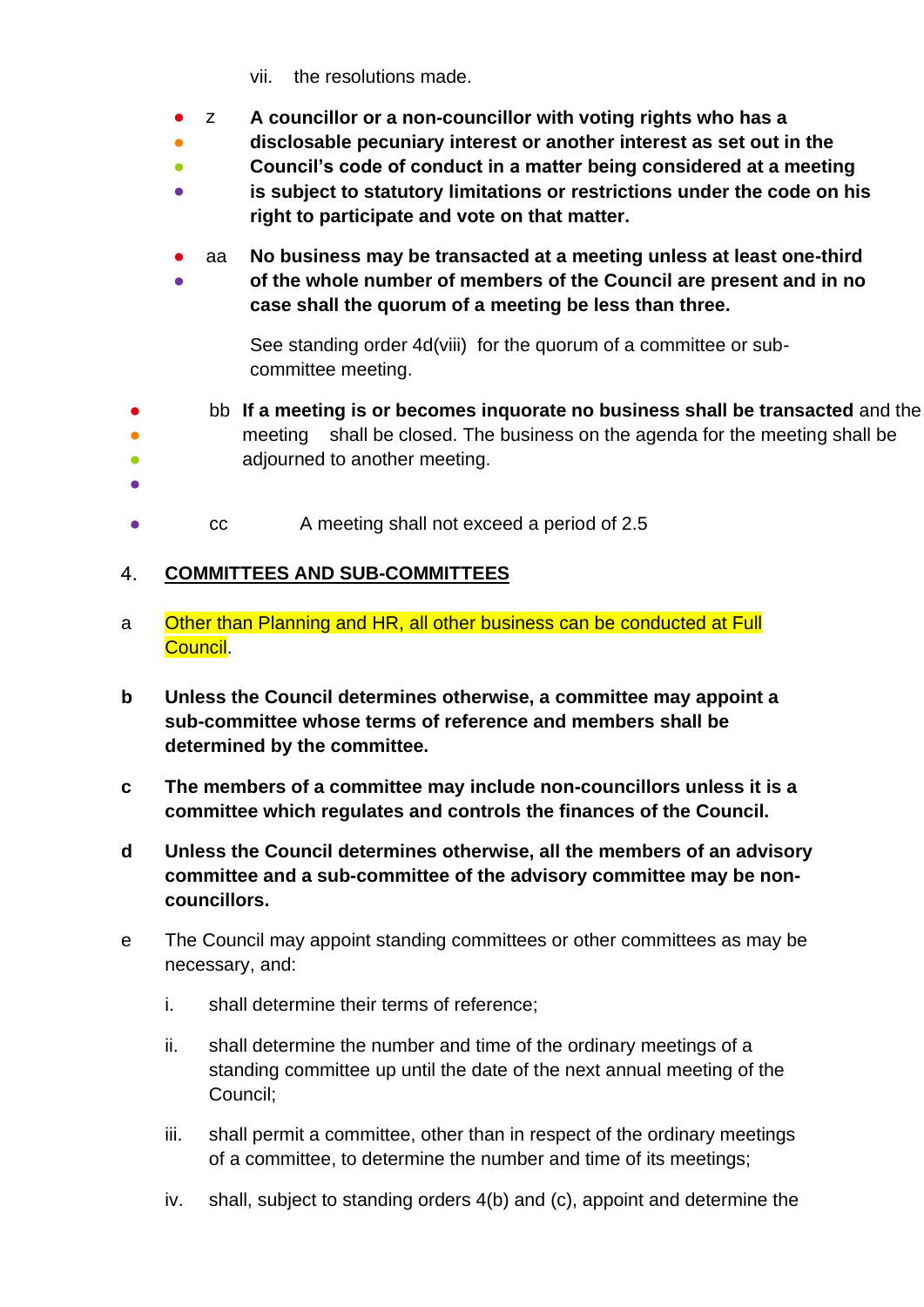vii. the resolutions made.

z **A councillor or a non-councillor with voting rights who has a disclosable pecuniary interest or another interest as set out in the Council's code of conduct in a matter being considered at a meeting is subject to statutory limitations or restrictions under the code on his right to participate and vote on that matter.**

aa **No business may be transacted at a meeting unless at least one-third of the whole number of members of the Council are present and in no case shall the quorum of a meeting be less than three.**

See standing order 4d(viii) for the quorum of a committee or sub-committee meeting.

bb **If a meeting is or becomes inquorate no business shall be transacted** and the meeting shall be closed. The business on the agenda for the meeting shall be adjourned to another meeting.

cc A meeting shall not exceed a period of 2.5

## 4. COMMITTEES AND SUB-COMMITTEES

a Other than Planning and HR, all other business can be conducted at Full Council.

**b Unless the Council determines otherwise, a committee may appoint a sub-committee whose terms of reference and members shall be determined by the committee.**

**c The members of a committee may include non-councillors unless it is a committee which regulates and controls the finances of the Council.**

**d Unless the Council determines otherwise, all the members of an advisory committee and a sub-committee of the advisory committee may be non-councillors.**

e The Council may appoint standing committees or other committees as may be necessary, and:

i. shall determine their terms of reference;

ii. shall determine the number and time of the ordinary meetings of a standing committee up until the date of the next annual meeting of the Council;

iii. shall permit a committee, other than in respect of the ordinary meetings of a committee, to determine the number and time of its meetings;

iv. shall, subject to standing orders 4(b) and (c), appoint and determine the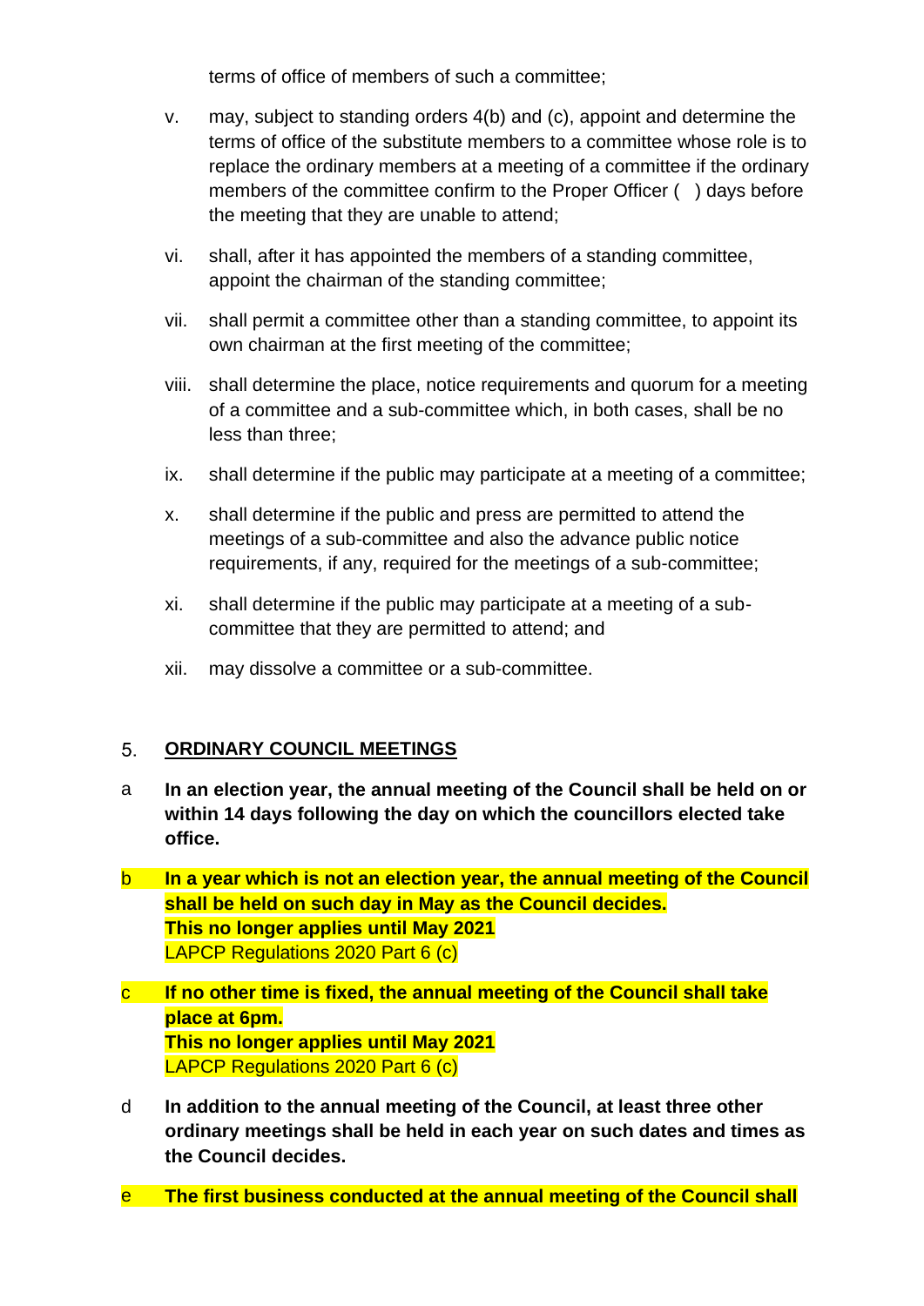terms of office of members of such a committee;

v. may, subject to standing orders 4(b) and (c), appoint and determine the terms of office of the substitute members to a committee whose role is to replace the ordinary members at a meeting of a committee if the ordinary members of the committee confirm to the Proper Officer (  ) days before the meeting that they are unable to attend;

vi. shall, after it has appointed the members of a standing committee, appoint the chairman of the standing committee;

vii. shall permit a committee other than a standing committee, to appoint its own chairman at the first meeting of the committee;

viii. shall determine the place, notice requirements and quorum for a meeting of a committee and a sub-committee which, in both cases, shall be no less than three;

ix. shall determine if the public may participate at a meeting of a committee;

x. shall determine if the public and press are permitted to attend the meetings of a sub-committee and also the advance public notice requirements, if any, required for the meetings of a sub-committee;

xi. shall determine if the public may participate at a meeting of a sub-committee that they are permitted to attend; and

xii. may dissolve a committee or a sub-committee.

## 5. ORDINARY COUNCIL MEETINGS

a **In an election year, the annual meeting of the Council shall be held on or within 14 days following the day on which the councillors elected take office.**

b **In a year which is not an election year, the annual meeting of the Council shall be held on such day in May as the Council decides.**
**This no longer applies until May 2021**
LAPCP Regulations 2020 Part 6 (c)

c **If no other time is fixed, the annual meeting of the Council shall take place at 6pm.**
**This no longer applies until May 2021**
LAPCP Regulations 2020 Part 6 (c)

d **In addition to the annual meeting of the Council, at least three other ordinary meetings shall be held in each year on such dates and times as the Council decides.**

e **The first business conducted at the annual meeting of the Council shall**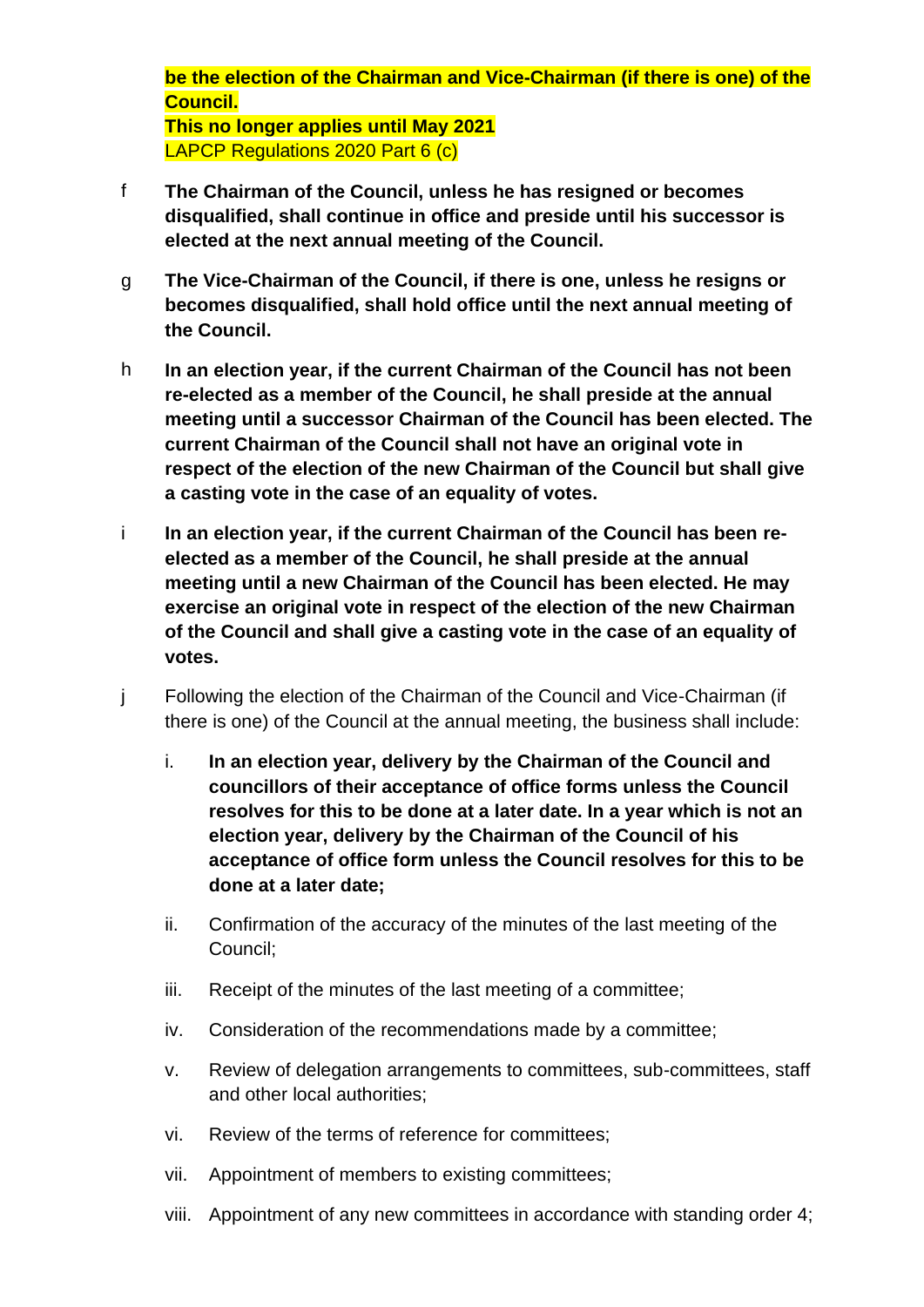**be the election of the Chairman and Vice-Chairman (if there is one) of the Council.**
**This no longer applies until May 2021**
LAPCP Regulations 2020 Part 6 (c)

f **The Chairman of the Council, unless he has resigned or becomes disqualified, shall continue in office and preside until his successor is elected at the next annual meeting of the Council.**

g **The Vice-Chairman of the Council, if there is one, unless he resigns or becomes disqualified, shall hold office until the next annual meeting of the Council.**

h **In an election year, if the current Chairman of the Council has not been re-elected as a member of the Council, he shall preside at the annual meeting until a successor Chairman of the Council has been elected. The current Chairman of the Council shall not have an original vote in respect of the election of the new Chairman of the Council but shall give a casting vote in the case of an equality of votes.**

i **In an election year, if the current Chairman of the Council has been re-elected as a member of the Council, he shall preside at the annual meeting until a new Chairman of the Council has been elected. He may exercise an original vote in respect of the election of the new Chairman of the Council and shall give a casting vote in the case of an equality of votes.**

j Following the election of the Chairman of the Council and Vice-Chairman (if there is one) of the Council at the annual meeting, the business shall include:

i. **In an election year, delivery by the Chairman of the Council and councillors of their acceptance of office forms unless the Council resolves for this to be done at a later date. In a year which is not an election year, delivery by the Chairman of the Council of his acceptance of office form unless the Council resolves for this to be done at a later date;**

ii. Confirmation of the accuracy of the minutes of the last meeting of the Council;

iii. Receipt of the minutes of the last meeting of a committee;

iv. Consideration of the recommendations made by a committee;

v. Review of delegation arrangements to committees, sub-committees, staff and other local authorities;

vi. Review of the terms of reference for committees;

vii. Appointment of members to existing committees;

viii. Appointment of any new committees in accordance with standing order 4;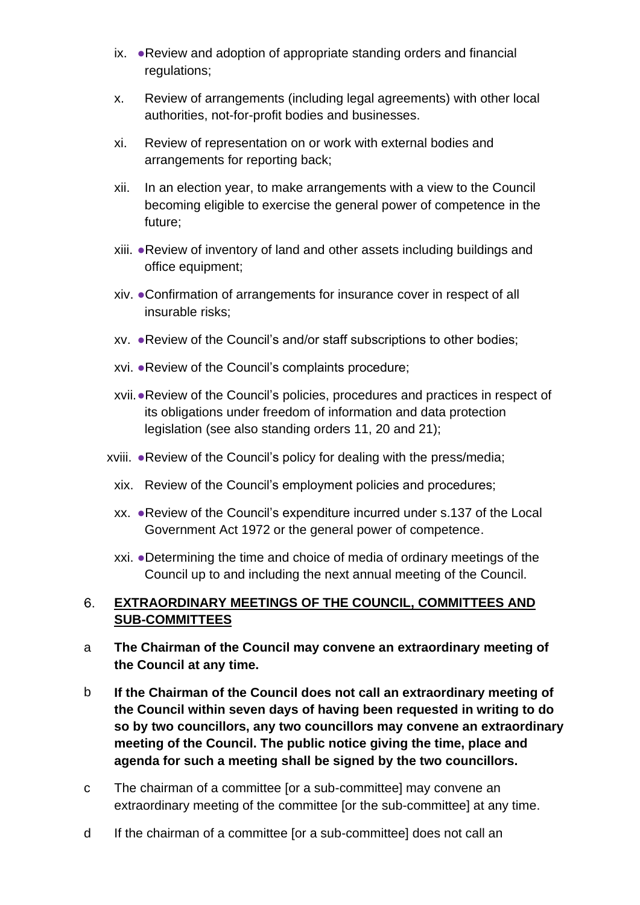ix. ●Review and adoption of appropriate standing orders and financial regulations;

x. Review of arrangements (including legal agreements) with other local authorities, not-for-profit bodies and businesses.

xi. Review of representation on or work with external bodies and arrangements for reporting back;

xii. In an election year, to make arrangements with a view to the Council becoming eligible to exercise the general power of competence in the future;

xiii. ●Review of inventory of land and other assets including buildings and office equipment;

xiv. ●Confirmation of arrangements for insurance cover in respect of all insurable risks;

xv. ●Review of the Council's and/or staff subscriptions to other bodies;

xvi. ●Review of the Council's complaints procedure;

xvii. ●Review of the Council's policies, procedures and practices in respect of its obligations under freedom of information and data protection legislation (see also standing orders 11, 20 and 21);

xviii. ●Review of the Council's policy for dealing with the press/media;

xix. Review of the Council's employment policies and procedures;

xx. ●Review of the Council's expenditure incurred under s.137 of the Local Government Act 1972 or the general power of competence.

xxi. ●Determining the time and choice of media of ordinary meetings of the Council up to and including the next annual meeting of the Council.

## 6. EXTRAORDINARY MEETINGS OF THE COUNCIL, COMMITTEES AND SUB-COMMITTEES

a **The Chairman of the Council may convene an extraordinary meeting of the Council at any time.**

b **If the Chairman of the Council does not call an extraordinary meeting of the Council within seven days of having been requested in writing to do so by two councillors, any two councillors may convene an extraordinary meeting of the Council. The public notice giving the time, place and agenda for such a meeting shall be signed by the two councillors.**

c The chairman of a committee [or a sub-committee] may convene an extraordinary meeting of the committee [or the sub-committee] at any time.

d If the chairman of a committee [or a sub-committee] does not call an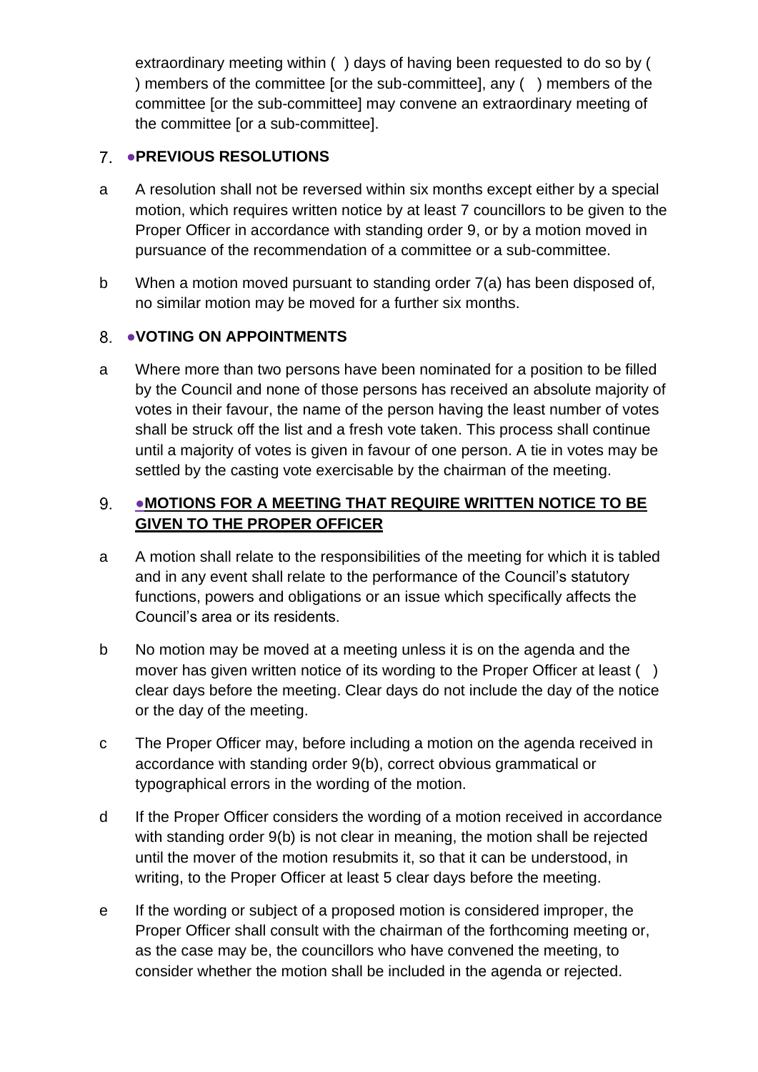extraordinary meeting within ( ) days of having been requested to do so by ( ) members of the committee [or the sub-committee], any ( ) members of the committee [or the sub-committee] may convene an extraordinary meeting of the committee [or a sub-committee].

## 7. ●PREVIOUS RESOLUTIONS

a A resolution shall not be reversed within six months except either by a special motion, which requires written notice by at least 7 councillors to be given to the Proper Officer in accordance with standing order 9, or by a motion moved in pursuance of the recommendation of a committee or a sub-committee.

b When a motion moved pursuant to standing order 7(a) has been disposed of, no similar motion may be moved for a further six months.

## 8. ●VOTING ON APPOINTMENTS

a Where more than two persons have been nominated for a position to be filled by the Council and none of those persons has received an absolute majority of votes in their favour, the name of the person having the least number of votes shall be struck off the list and a fresh vote taken. This process shall continue until a majority of votes is given in favour of one person. A tie in votes may be settled by the casting vote exercisable by the chairman of the meeting.

## 9. ●MOTIONS FOR A MEETING THAT REQUIRE WRITTEN NOTICE TO BE GIVEN TO THE PROPER OFFICER

a A motion shall relate to the responsibilities of the meeting for which it is tabled and in any event shall relate to the performance of the Council's statutory functions, powers and obligations or an issue which specifically affects the Council's area or its residents.

b No motion may be moved at a meeting unless it is on the agenda and the mover has given written notice of its wording to the Proper Officer at least ( ) clear days before the meeting. Clear days do not include the day of the notice or the day of the meeting.

c The Proper Officer may, before including a motion on the agenda received in accordance with standing order 9(b), correct obvious grammatical or typographical errors in the wording of the motion.

d If the Proper Officer considers the wording of a motion received in accordance with standing order 9(b) is not clear in meaning, the motion shall be rejected until the mover of the motion resubmits it, so that it can be understood, in writing, to the Proper Officer at least 5 clear days before the meeting.

e If the wording or subject of a proposed motion is considered improper, the Proper Officer shall consult with the chairman of the forthcoming meeting or, as the case may be, the councillors who have convened the meeting, to consider whether the motion shall be included in the agenda or rejected.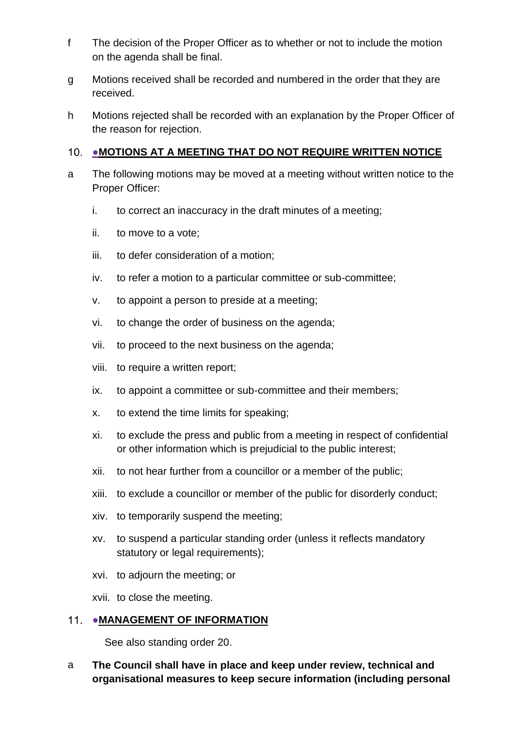f The decision of the Proper Officer as to whether or not to include the motion on the agenda shall be final.

g Motions received shall be recorded and numbered in the order that they are received.

h Motions rejected shall be recorded with an explanation by the Proper Officer of the reason for rejection.

## 10. ●MOTIONS AT A MEETING THAT DO NOT REQUIRE WRITTEN NOTICE

a The following motions may be moved at a meeting without written notice to the Proper Officer:

- i. to correct an inaccuracy in the draft minutes of a meeting;
- ii. to move to a vote;
- iii. to defer consideration of a motion;
- iv. to refer a motion to a particular committee or sub-committee;
- v. to appoint a person to preside at a meeting;
- vi. to change the order of business on the agenda;
- vii. to proceed to the next business on the agenda;
- viii. to require a written report;
- ix. to appoint a committee or sub-committee and their members;
- x. to extend the time limits for speaking;
- xi. to exclude the press and public from a meeting in respect of confidential or other information which is prejudicial to the public interest;
- xii. to not hear further from a councillor or a member of the public;
- xiii. to exclude a councillor or member of the public for disorderly conduct;
- xiv. to temporarily suspend the meeting;
- xv. to suspend a particular standing order (unless it reflects mandatory statutory or legal requirements);
- xvi. to adjourn the meeting; or
- xvii. to close the meeting.

## 11. ●MANAGEMENT OF INFORMATION

See also standing order 20.

a **The Council shall have in place and keep under review, technical and organisational measures to keep secure information (including personal**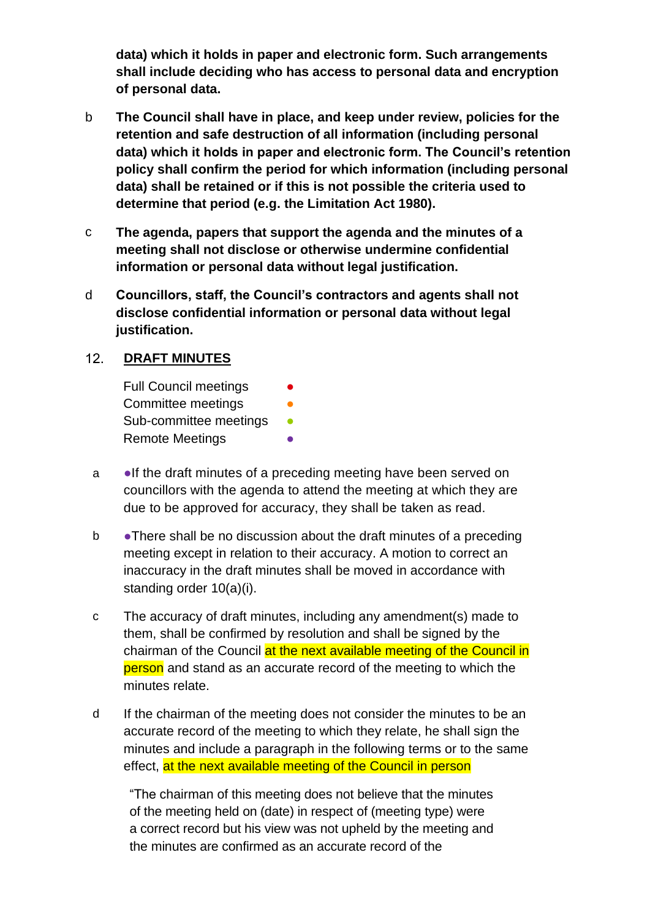**data) which it holds in paper and electronic form. Such arrangements shall include deciding who has access to personal data and encryption of personal data.**

b **The Council shall have in place, and keep under review, policies for the retention and safe destruction of all information (including personal data) which it holds in paper and electronic form. The Council's retention policy shall confirm the period for which information (including personal data) shall be retained or if this is not possible the criteria used to determine that period (e.g. the Limitation Act 1980).**

c **The agenda, papers that support the agenda and the minutes of a meeting shall not disclose or otherwise undermine confidential information or personal data without legal justification.**

d **Councillors, staff, the Council's contractors and agents shall not disclose confidential information or personal data without legal justification.**

## 12. <u>DRAFT MINUTES</u>

Full Council meetings ●
Committee meetings ●
Sub-committee meetings ●
Remote Meetings ●

a ●If the draft minutes of a preceding meeting have been served on councillors with the agenda to attend the meeting at which they are due to be approved for accuracy, they shall be taken as read.

b ●There shall be no discussion about the draft minutes of a preceding meeting except in relation to their accuracy. A motion to correct an inaccuracy in the draft minutes shall be moved in accordance with standing order 10(a)(i).

c The accuracy of draft minutes, including any amendment(s) made to them, shall be confirmed by resolution and shall be signed by the chairman of the Council at the next available meeting of the Council in person and stand as an accurate record of the meeting to which the minutes relate.

d If the chairman of the meeting does not consider the minutes to be an accurate record of the meeting to which they relate, he shall sign the minutes and include a paragraph in the following terms or to the same effect, at the next available meeting of the Council in person

"The chairman of this meeting does not believe that the minutes of the meeting held on (date) in respect of (meeting type) were a correct record but his view was not upheld by the meeting and the minutes are confirmed as an accurate record of the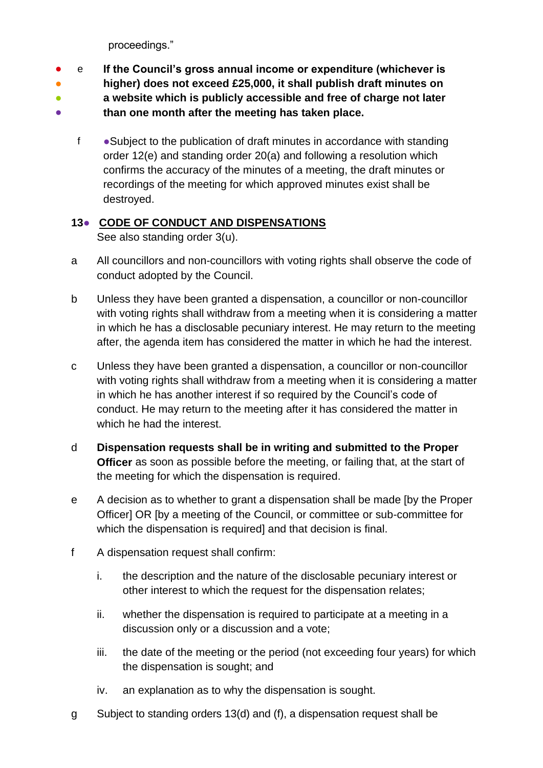proceedings."

● e **If the Council's gross annual income or expenditure (whichever is higher) does not exceed £25,000, it shall publish draft minutes on a website which is publicly accessible and free of charge not later than one month after the meeting has taken place.**

f ●Subject to the publication of draft minutes in accordance with standing order 12(e) and standing order 20(a) and following a resolution which confirms the accuracy of the minutes of a meeting, the draft minutes or recordings of the meeting for which approved minutes exist shall be destroyed.

## 13● CODE OF CONDUCT AND DISPENSATIONS

See also standing order 3(u).

a All councillors and non-councillors with voting rights shall observe the code of conduct adopted by the Council.

b Unless they have been granted a dispensation, a councillor or non-councillor with voting rights shall withdraw from a meeting when it is considering a matter in which he has a disclosable pecuniary interest. He may return to the meeting after, the agenda item has considered the matter in which he had the interest.

c Unless they have been granted a dispensation, a councillor or non-councillor with voting rights shall withdraw from a meeting when it is considering a matter in which he has another interest if so required by the Council's code of conduct. He may return to the meeting after it has considered the matter in which he had the interest.

d **Dispensation requests shall be in writing and submitted to the Proper Officer** as soon as possible before the meeting, or failing that, at the start of the meeting for which the dispensation is required.

e A decision as to whether to grant a dispensation shall be made [by the Proper Officer] OR [by a meeting of the Council, or committee or sub-committee for which the dispensation is required] and that decision is final.

f A dispensation request shall confirm:

i. the description and the nature of the disclosable pecuniary interest or other interest to which the request for the dispensation relates;

ii. whether the dispensation is required to participate at a meeting in a discussion only or a discussion and a vote;

iii. the date of the meeting or the period (not exceeding four years) for which the dispensation is sought; and

iv. an explanation as to why the dispensation is sought.

g Subject to standing orders 13(d) and (f), a dispensation request shall be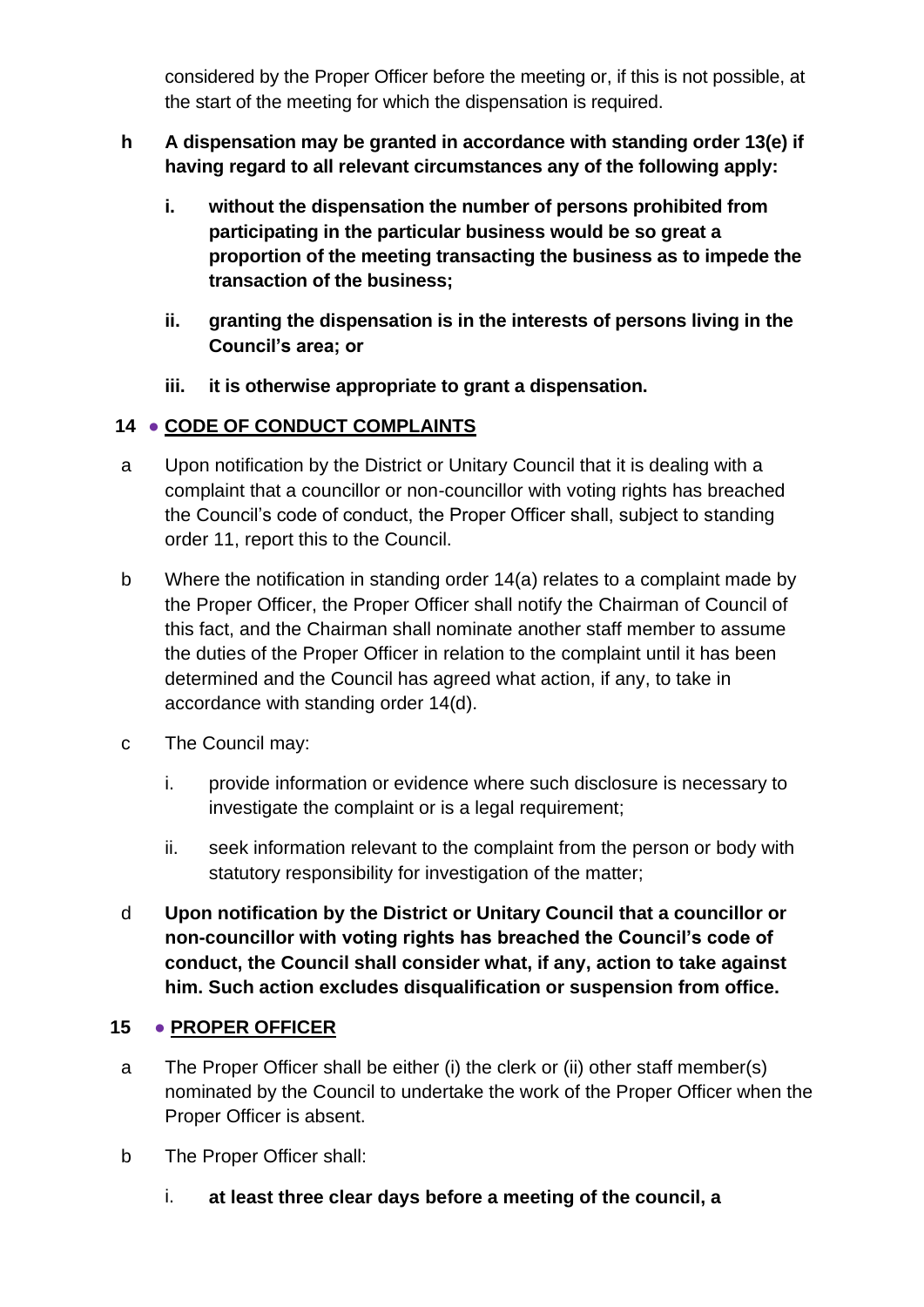considered by the Proper Officer before the meeting or, if this is not possible, at the start of the meeting for which the dispensation is required.

h **A dispensation may be granted in accordance with standing order 13(e) if having regard to all relevant circumstances any of the following apply:**

   i. **without the dispensation the number of persons prohibited from participating in the particular business would be so great a proportion of the meeting transacting the business as to impede the transaction of the business;**

   ii. **granting the dispensation is in the interests of persons living in the Council's area; or**

   iii. **it is otherwise appropriate to grant a dispensation.**

## 14 ● CODE OF CONDUCT COMPLAINTS

a Upon notification by the District or Unitary Council that it is dealing with a complaint that a councillor or non-councillor with voting rights has breached the Council's code of conduct, the Proper Officer shall, subject to standing order 11, report this to the Council.

b Where the notification in standing order 14(a) relates to a complaint made by the Proper Officer, the Proper Officer shall notify the Chairman of Council of this fact, and the Chairman shall nominate another staff member to assume the duties of the Proper Officer in relation to the complaint until it has been determined and the Council has agreed what action, if any, to take in accordance with standing order 14(d).

c The Council may:

   i. provide information or evidence where such disclosure is necessary to investigate the complaint or is a legal requirement;

   ii. seek information relevant to the complaint from the person or body with statutory responsibility for investigation of the matter;

d **Upon notification by the District or Unitary Council that a councillor or non-councillor with voting rights has breached the Council's code of conduct, the Council shall consider what, if any, action to take against him. Such action excludes disqualification or suspension from office.**

## 15 ● PROPER OFFICER

a The Proper Officer shall be either (i) the clerk or (ii) other staff member(s) nominated by the Council to undertake the work of the Proper Officer when the Proper Officer is absent.

b The Proper Officer shall:

   i. **at least three clear days before a meeting of the council, a**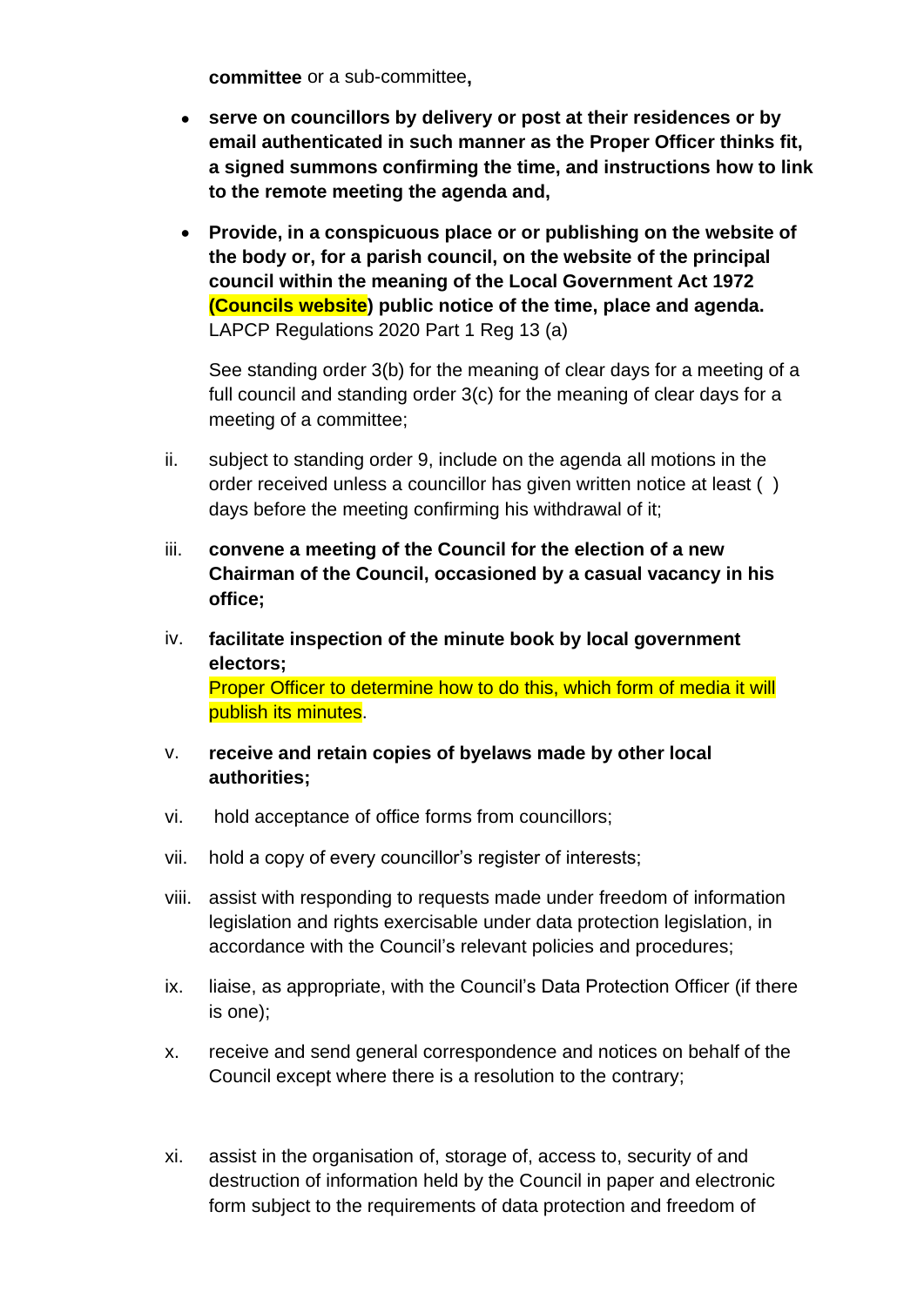**committee** or a sub-committee**,**

- **serve on councillors by delivery or post at their residences or by email authenticated in such manner as the Proper Officer thinks fit, a signed summons confirming the time, and instructions how to link to the remote meeting the agenda and,**
- **Provide, in a conspicuous place or or publishing on the website of the body or, for a parish council, on the website of the principal council within the meaning of the Local Government Act 1972 (Councils website) public notice of the time, place and agenda.** LAPCP Regulations 2020 Part 1 Reg 13 (a)

  See standing order 3(b) for the meaning of clear days for a meeting of a full council and standing order 3(c) for the meaning of clear days for a meeting of a committee;

ii. subject to standing order 9, include on the agenda all motions in the order received unless a councillor has given written notice at least ( ) days before the meeting confirming his withdrawal of it;

iii. **convene a meeting of the Council for the election of a new Chairman of the Council, occasioned by a casual vacancy in his office;**

iv. **facilitate inspection of the minute book by local government electors;**
Proper Officer to determine how to do this, which form of media it will publish its minutes.

v. **receive and retain copies of byelaws made by other local authorities;**

vi. hold acceptance of office forms from councillors;

vii. hold a copy of every councillor's register of interests;

viii. assist with responding to requests made under freedom of information legislation and rights exercisable under data protection legislation, in accordance with the Council's relevant policies and procedures;

ix. liaise, as appropriate, with the Council's Data Protection Officer (if there is one);

x. receive and send general correspondence and notices on behalf of the Council except where there is a resolution to the contrary;

xi. assist in the organisation of, storage of, access to, security of and destruction of information held by the Council in paper and electronic form subject to the requirements of data protection and freedom of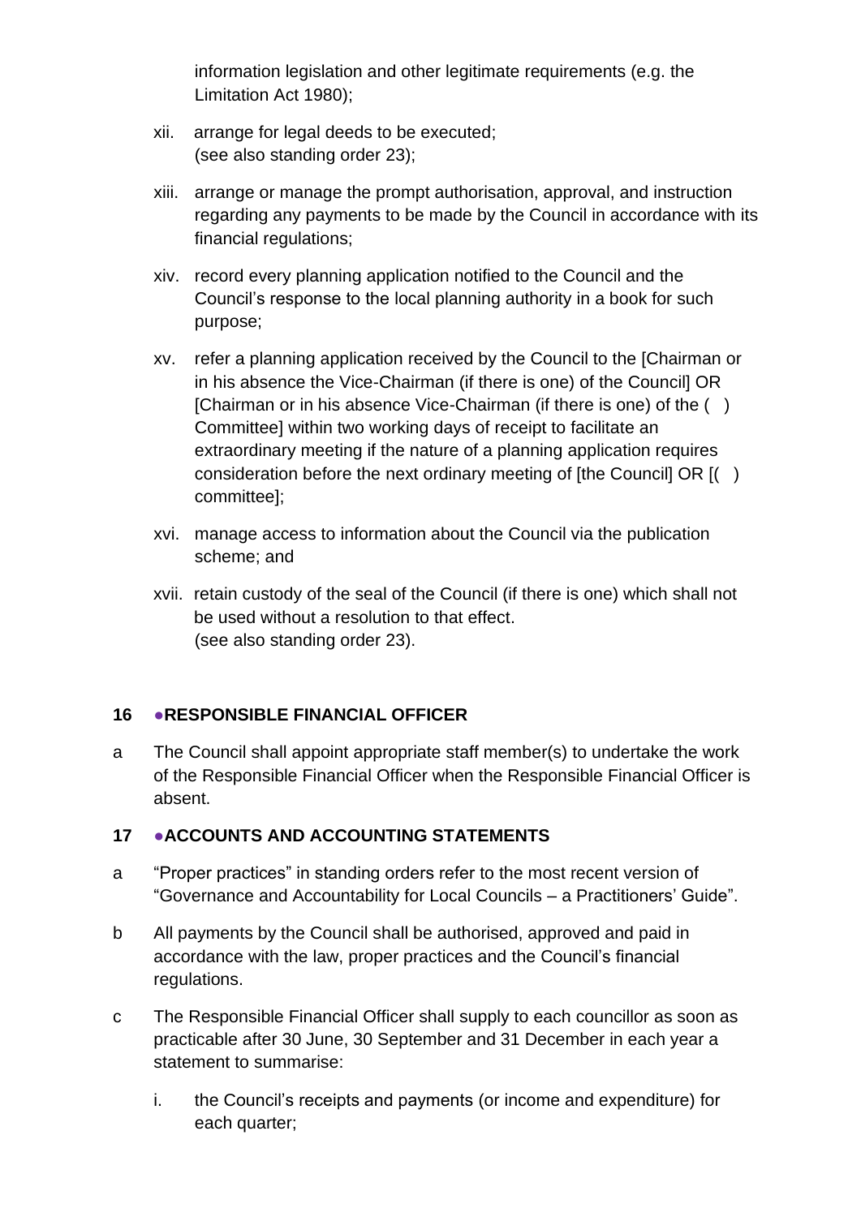information legislation and other legitimate requirements (e.g. the Limitation Act 1980);

xii. arrange for legal deeds to be executed;
(see also standing order 23);

xiii. arrange or manage the prompt authorisation, approval, and instruction regarding any payments to be made by the Council in accordance with its financial regulations;

xiv. record every planning application notified to the Council and the Council's response to the local planning authority in a book for such purpose;

xv. refer a planning application received by the Council to the [Chairman or in his absence the Vice-Chairman (if there is one) of the Council] OR [Chairman or in his absence Vice-Chairman (if there is one) of the ( ) Committee] within two working days of receipt to facilitate an extraordinary meeting if the nature of a planning application requires consideration before the next ordinary meeting of [the Council] OR [( ) committee];

xvi. manage access to information about the Council via the publication scheme; and

xvii. retain custody of the seal of the Council (if there is one) which shall not be used without a resolution to that effect.
(see also standing order 23).

## 16 ●RESPONSIBLE FINANCIAL OFFICER

a The Council shall appoint appropriate staff member(s) to undertake the work of the Responsible Financial Officer when the Responsible Financial Officer is absent.

## 17 ●ACCOUNTS AND ACCOUNTING STATEMENTS

a "Proper practices" in standing orders refer to the most recent version of "Governance and Accountability for Local Councils – a Practitioners' Guide".

b All payments by the Council shall be authorised, approved and paid in accordance with the law, proper practices and the Council's financial regulations.

c The Responsible Financial Officer shall supply to each councillor as soon as practicable after 30 June, 30 September and 31 December in each year a statement to summarise:

i. the Council's receipts and payments (or income and expenditure) for each quarter;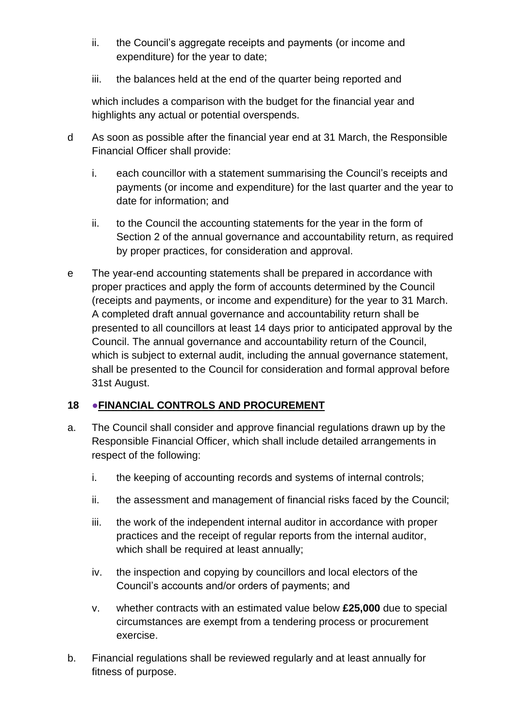ii. the Council's aggregate receipts and payments (or income and expenditure) for the year to date;

iii. the balances held at the end of the quarter being reported and

which includes a comparison with the budget for the financial year and highlights any actual or potential overspends.

d As soon as possible after the financial year end at 31 March, the Responsible Financial Officer shall provide:

i. each councillor with a statement summarising the Council's receipts and payments (or income and expenditure) for the last quarter and the year to date for information; and

ii. to the Council the accounting statements for the year in the form of Section 2 of the annual governance and accountability return, as required by proper practices, for consideration and approval.

e The year-end accounting statements shall be prepared in accordance with proper practices and apply the form of accounts determined by the Council (receipts and payments, or income and expenditure) for the year to 31 March. A completed draft annual governance and accountability return shall be presented to all councillors at least 14 days prior to anticipated approval by the Council. The annual governance and accountability return of the Council, which is subject to external audit, including the annual governance statement, shall be presented to the Council for consideration and formal approval before 31st August.

## 18 ●FINANCIAL CONTROLS AND PROCUREMENT

a. The Council shall consider and approve financial regulations drawn up by the Responsible Financial Officer, which shall include detailed arrangements in respect of the following:

i. the keeping of accounting records and systems of internal controls;

ii. the assessment and management of financial risks faced by the Council;

iii. the work of the independent internal auditor in accordance with proper practices and the receipt of regular reports from the internal auditor, which shall be required at least annually;

iv. the inspection and copying by councillors and local electors of the Council's accounts and/or orders of payments; and

v. whether contracts with an estimated value below **£25,000** due to special circumstances are exempt from a tendering process or procurement exercise.

b. Financial regulations shall be reviewed regularly and at least annually for fitness of purpose.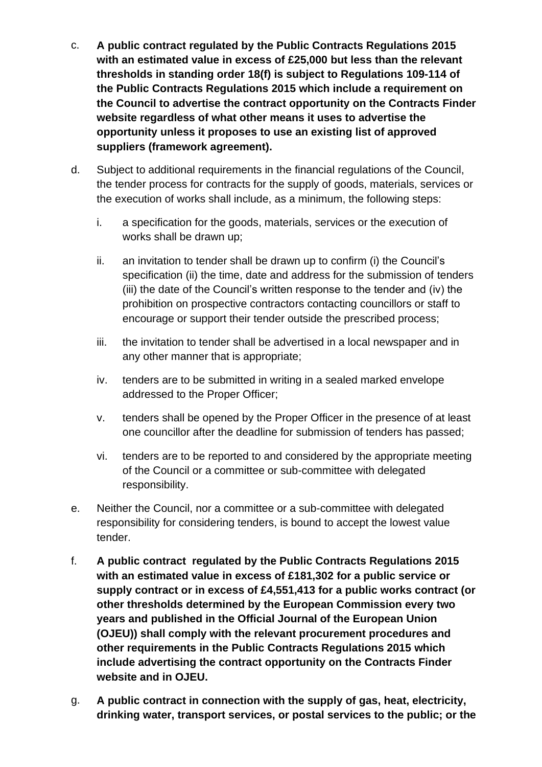c. **A public contract regulated by the Public Contracts Regulations 2015 with an estimated value in excess of £25,000 but less than the relevant thresholds in standing order 18(f) is subject to Regulations 109-114 of the Public Contracts Regulations 2015 which include a requirement on the Council to advertise the contract opportunity on the Contracts Finder website regardless of what other means it uses to advertise the opportunity unless it proposes to use an existing list of approved suppliers (framework agreement).**

d. Subject to additional requirements in the financial regulations of the Council, the tender process for contracts for the supply of goods, materials, services or the execution of works shall include, as a minimum, the following steps:

   i. a specification for the goods, materials, services or the execution of works shall be drawn up;

   ii. an invitation to tender shall be drawn up to confirm (i) the Council's specification (ii) the time, date and address for the submission of tenders (iii) the date of the Council's written response to the tender and (iv) the prohibition on prospective contractors contacting councillors or staff to encourage or support their tender outside the prescribed process;

   iii. the invitation to tender shall be advertised in a local newspaper and in any other manner that is appropriate;

   iv. tenders are to be submitted in writing in a sealed marked envelope addressed to the Proper Officer;

   v. tenders shall be opened by the Proper Officer in the presence of at least one councillor after the deadline for submission of tenders has passed;

   vi. tenders are to be reported to and considered by the appropriate meeting of the Council or a committee or sub-committee with delegated responsibility.

e. Neither the Council, nor a committee or a sub-committee with delegated responsibility for considering tenders, is bound to accept the lowest value tender.

f. **A public contract regulated by the Public Contracts Regulations 2015 with an estimated value in excess of £181,302 for a public service or supply contract or in excess of £4,551,413 for a public works contract (or other thresholds determined by the European Commission every two years and published in the Official Journal of the European Union (OJEU)) shall comply with the relevant procurement procedures and other requirements in the Public Contracts Regulations 2015 which include advertising the contract opportunity on the Contracts Finder website and in OJEU.**

g. **A public contract in connection with the supply of gas, heat, electricity, drinking water, transport services, or postal services to the public; or the**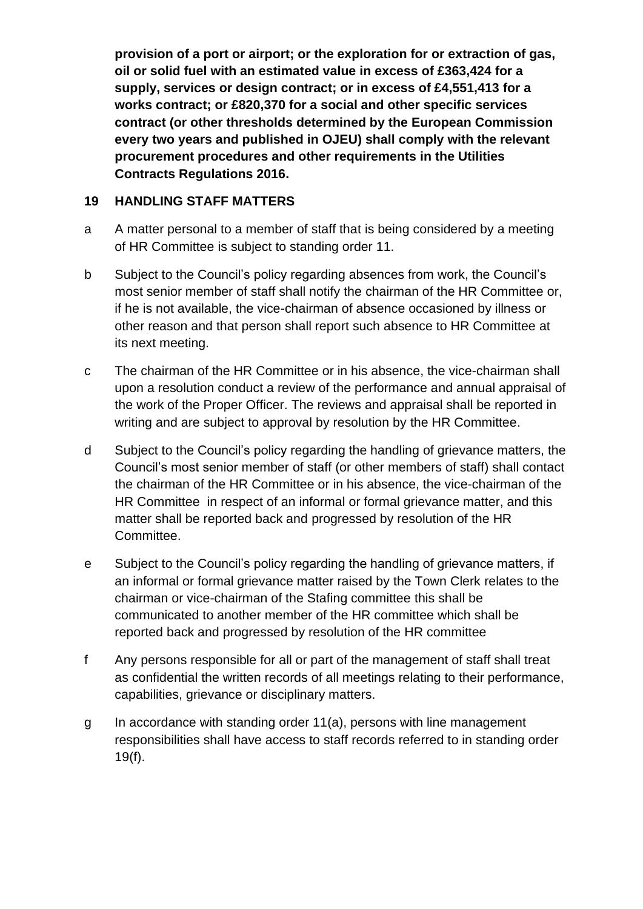**provision of a port or airport; or the exploration for or extraction of gas, oil or solid fuel with an estimated value in excess of £363,424 for a supply, services or design contract; or in excess of £4,551,413 for a works contract; or £820,370 for a social and other specific services contract (or other thresholds determined by the European Commission every two years and published in OJEU) shall comply with the relevant procurement procedures and other requirements in the Utilities Contracts Regulations 2016.**

## 19 HANDLING STAFF MATTERS

a A matter personal to a member of staff that is being considered by a meeting of HR Committee is subject to standing order 11.

b Subject to the Council's policy regarding absences from work, the Council's most senior member of staff shall notify the chairman of the HR Committee or, if he is not available, the vice-chairman of absence occasioned by illness or other reason and that person shall report such absence to HR Committee at its next meeting.

c The chairman of the HR Committee or in his absence, the vice-chairman shall upon a resolution conduct a review of the performance and annual appraisal of the work of the Proper Officer. The reviews and appraisal shall be reported in writing and are subject to approval by resolution by the HR Committee.

d Subject to the Council's policy regarding the handling of grievance matters, the Council's most senior member of staff (or other members of staff) shall contact the chairman of the HR Committee or in his absence, the vice-chairman of the HR Committee in respect of an informal or formal grievance matter, and this matter shall be reported back and progressed by resolution of the HR Committee.

e Subject to the Council's policy regarding the handling of grievance matters, if an informal or formal grievance matter raised by the Town Clerk relates to the chairman or vice-chairman of the Stafing committee this shall be communicated to another member of the HR committee which shall be reported back and progressed by resolution of the HR committee

f Any persons responsible for all or part of the management of staff shall treat as confidential the written records of all meetings relating to their performance, capabilities, grievance or disciplinary matters.

g In accordance with standing order 11(a), persons with line management responsibilities shall have access to staff records referred to in standing order 19(f).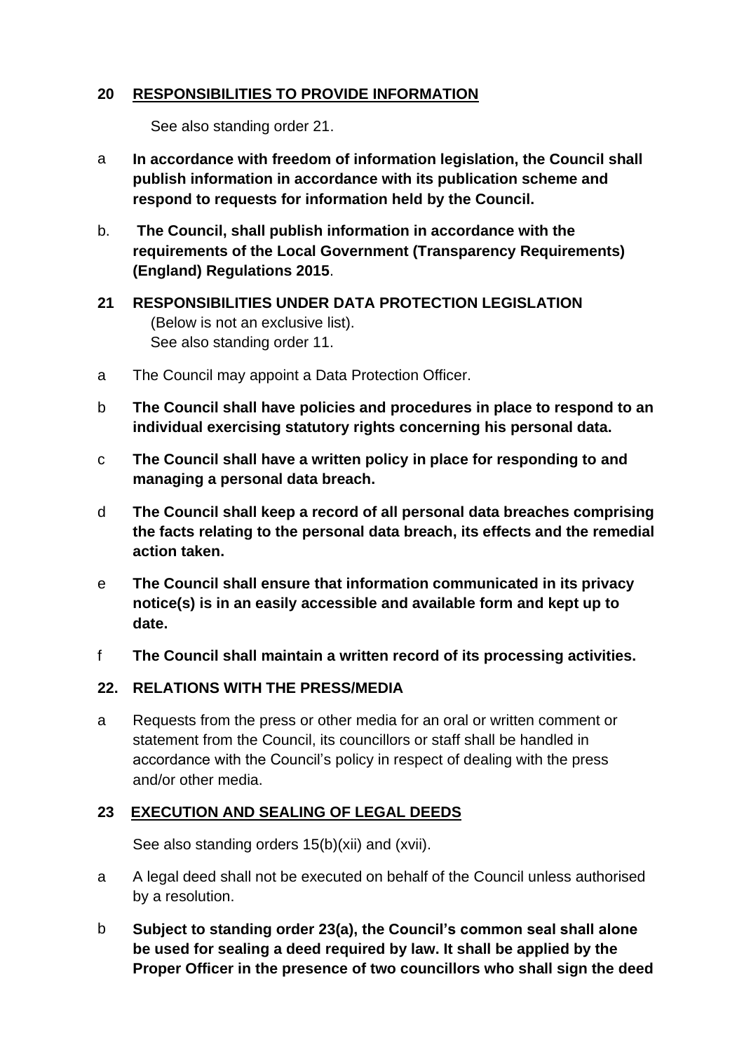## 20 <u>RESPONSIBILITIES TO PROVIDE INFORMATION</u>

See also standing order 21.

a **In accordance with freedom of information legislation, the Council shall publish information in accordance with its publication scheme and respond to requests for information held by the Council.**

b. **The Council, shall publish information in accordance with the requirements of the Local Government (Transparency Requirements) (England) Regulations 2015**.

## 21 RESPONSIBILITIES UNDER DATA PROTECTION LEGISLATION

(Below is not an exclusive list).
See also standing order 11.

a The Council may appoint a Data Protection Officer.

b **The Council shall have policies and procedures in place to respond to an individual exercising statutory rights concerning his personal data.**

c **The Council shall have a written policy in place for responding to and managing a personal data breach.**

d **The Council shall keep a record of all personal data breaches comprising the facts relating to the personal data breach, its effects and the remedial action taken.**

e **The Council shall ensure that information communicated in its privacy notice(s) is in an easily accessible and available form and kept up to date.**

f **The Council shall maintain a written record of its processing activities.**

## 22. RELATIONS WITH THE PRESS/MEDIA

a Requests from the press or other media for an oral or written comment or statement from the Council, its councillors or staff shall be handled in accordance with the Council's policy in respect of dealing with the press and/or other media.

## 23 <u>EXECUTION AND SEALING OF LEGAL DEEDS</u>

See also standing orders 15(b)(xii) and (xvii).

a A legal deed shall not be executed on behalf of the Council unless authorised by a resolution.

b **Subject to standing order 23(a), the Council's common seal shall alone be used for sealing a deed required by law. It shall be applied by the Proper Officer in the presence of two councillors who shall sign the deed**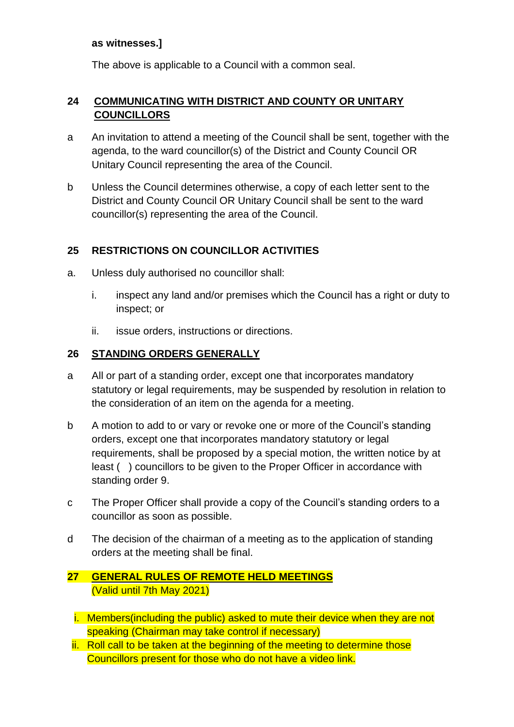**as witnesses.]**

The above is applicable to a Council with a common seal.

## 24 COMMUNICATING WITH DISTRICT AND COUNTY OR UNITARY COUNCILLORS

a An invitation to attend a meeting of the Council shall be sent, together with the agenda, to the ward councillor(s) of the District and County Council OR Unitary Council representing the area of the Council.

b Unless the Council determines otherwise, a copy of each letter sent to the District and County Council OR Unitary Council shall be sent to the ward councillor(s) representing the area of the Council.

## 25 RESTRICTIONS ON COUNCILLOR ACTIVITIES

a. Unless duly authorised no councillor shall:

   i. inspect any land and/or premises which the Council has a right or duty to inspect; or

   ii. issue orders, instructions or directions.

## 26 STANDING ORDERS GENERALLY

a All or part of a standing order, except one that incorporates mandatory statutory or legal requirements, may be suspended by resolution in relation to the consideration of an item on the agenda for a meeting.

b A motion to add to or vary or revoke one or more of the Council's standing orders, except one that incorporates mandatory statutory or legal requirements, shall be proposed by a special motion, the written notice by at least (   ) councillors to be given to the Proper Officer in accordance with standing order 9.

c The Proper Officer shall provide a copy of the Council's standing orders to a councillor as soon as possible.

d The decision of the chairman of a meeting as to the application of standing orders at the meeting shall be final.

## 27 GENERAL RULES OF REMOTE HELD MEETINGS

(Valid until 7th May 2021)

i. Members(including the public) asked to mute their device when they are not speaking (Chairman may take control if necessary)
ii. Roll call to be taken at the beginning of the meeting to determine those Councillors present for those who do not have a video link.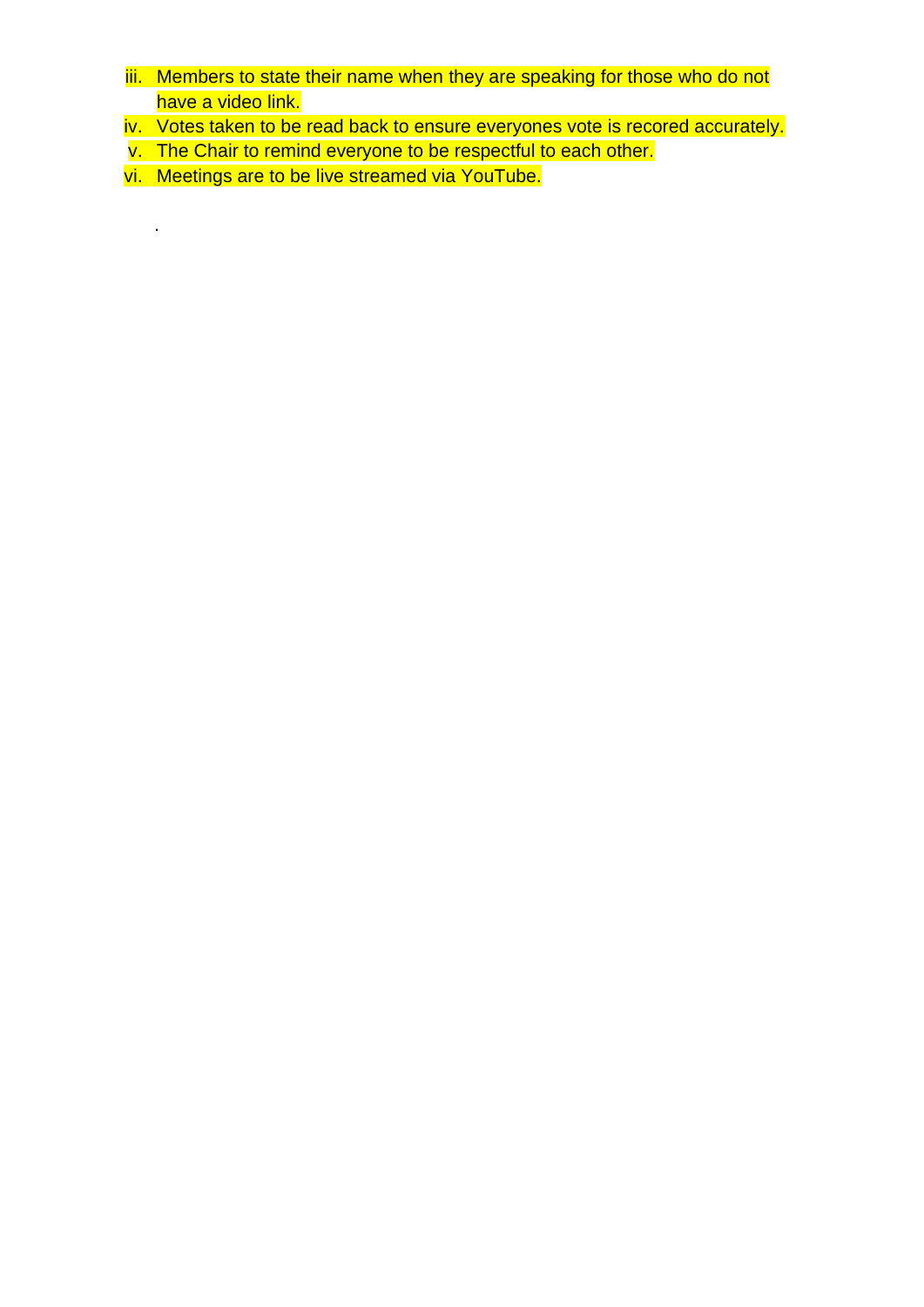iii. Members to state their name when they are speaking for those who do not have a video link.
iv. Votes taken to be read back to ensure everyones vote is recored accurately.
v. The Chair to remind everyone to be respectful to each other.
vi. Meetings are to be live streamed via YouTube.

.